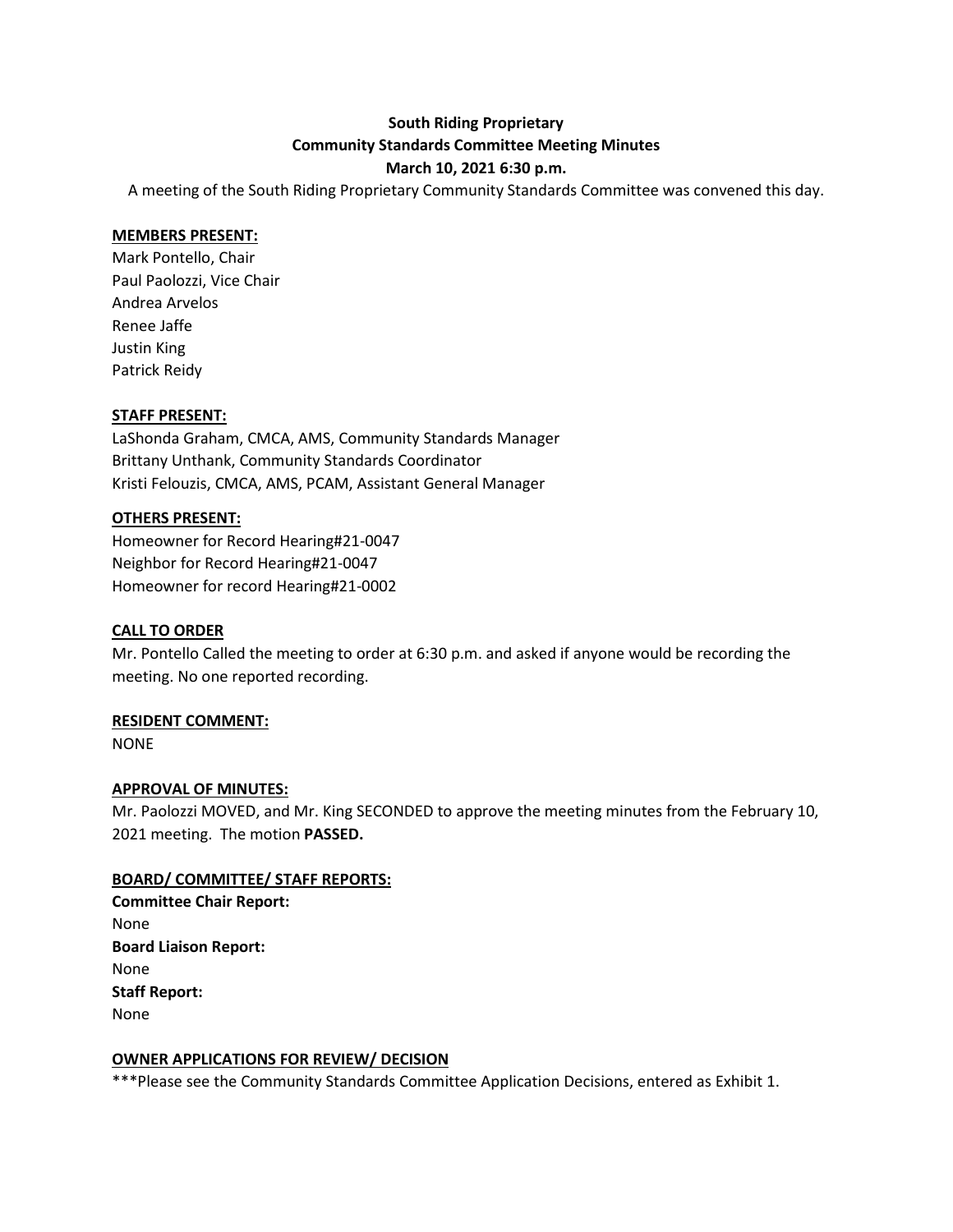**South Riding Proprietary**
**Community Standards Committee Meeting Minutes**
**March 10, 2021 6:30 p.m.**

A meeting of the South Riding Proprietary Community Standards Committee was convened this day.

**MEMBERS PRESENT:**

Mark Pontello, Chair
Paul Paolozzi, Vice Chair
Andrea Arvelos
Renee Jaffe
Justin King
Patrick Reidy

**STAFF PRESENT:**

LaShonda Graham, CMCA, AMS, Community Standards Manager
Brittany Unthank, Community Standards Coordinator
Kristi Felouzis, CMCA, AMS, PCAM, Assistant General Manager

**OTHERS PRESENT:**

Homeowner for Record Hearing#21-0047
Neighbor for Record Hearing#21-0047
Homeowner for record Hearing#21-0002

**CALL TO ORDER**

Mr. Pontello Called the meeting to order at 6:30 p.m. and asked if anyone would be recording the meeting. No one reported recording.

**RESIDENT COMMENT:**

NONE

**APPROVAL OF MINUTES:**

Mr. Paolozzi MOVED, and Mr. King SECONDED to approve the meeting minutes from the February 10, 2021 meeting. The motion **PASSED.**

**BOARD/ COMMITTEE/ STAFF REPORTS:**

**Committee Chair Report:**
None
**Board Liaison Report:**
None
**Staff Report:**
None

**OWNER APPLICATIONS FOR REVIEW/ DECISION**

***Please see the Community Standards Committee Application Decisions, entered as Exhibit 1.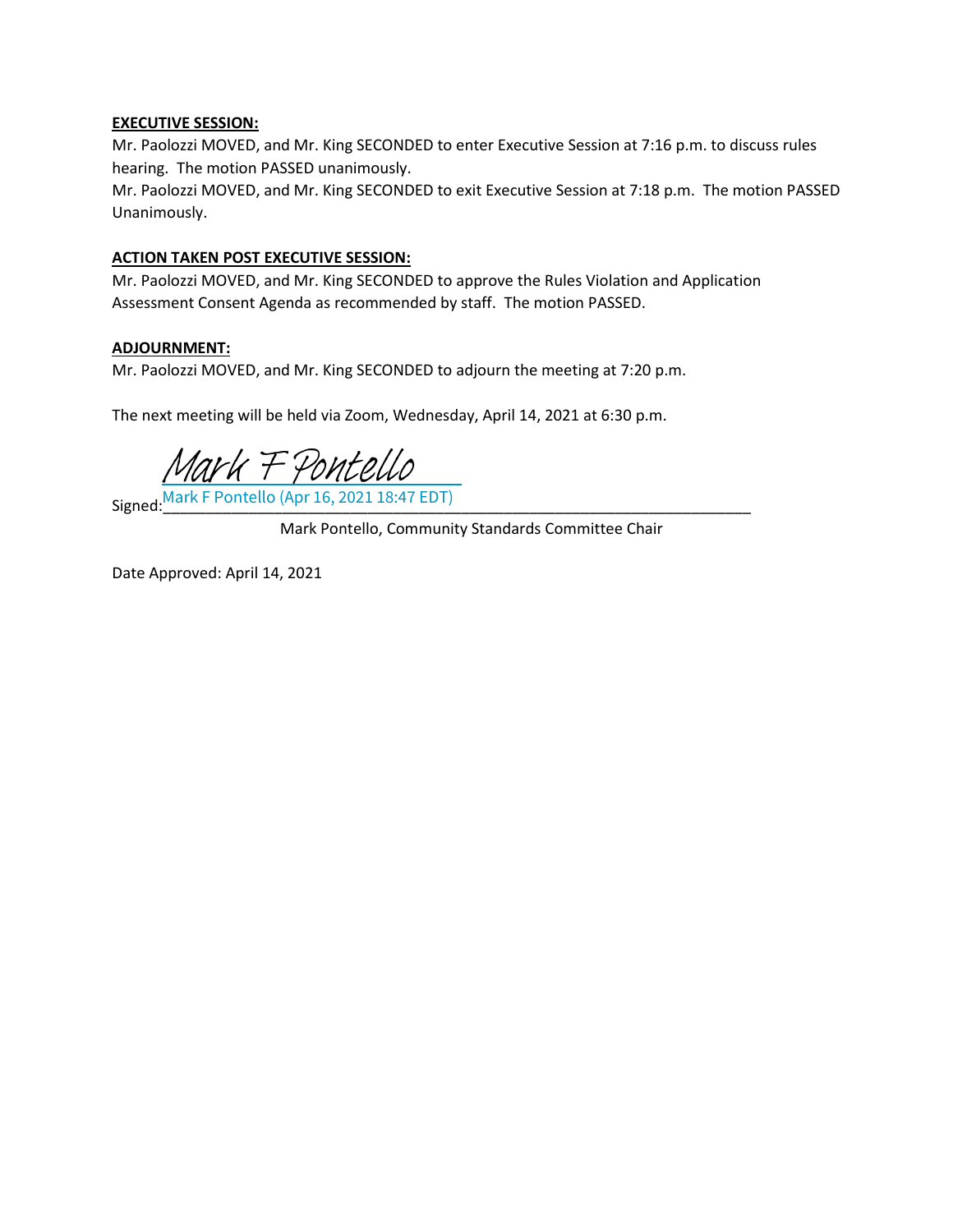**EXECUTIVE SESSION:**

Mr. Paolozzi MOVED, and Mr. King SECONDED to enter Executive Session at 7:16 p.m. to discuss rules hearing. The motion PASSED unanimously.

Mr. Paolozzi MOVED, and Mr. King SECONDED to exit Executive Session at 7:18 p.m. The motion PASSED Unanimously.

**ACTION TAKEN POST EXECUTIVE SESSION:**

Mr. Paolozzi MOVED, and Mr. King SECONDED to approve the Rules Violation and Application Assessment Consent Agenda as recommended by staff. The motion PASSED.

**ADJOURNMENT:**

Mr. Paolozzi MOVED, and Mr. King SECONDED to adjourn the meeting at 7:20 p.m.

The next meeting will be held via Zoom, Wednesday, April 14, 2021 at 6:30 p.m.

Signed: *Mark F Pontello*
Mark F Pontello (Apr 16, 2021 18:47 EDT)

Mark Pontello, Community Standards Committee Chair

Date Approved: April 14, 2021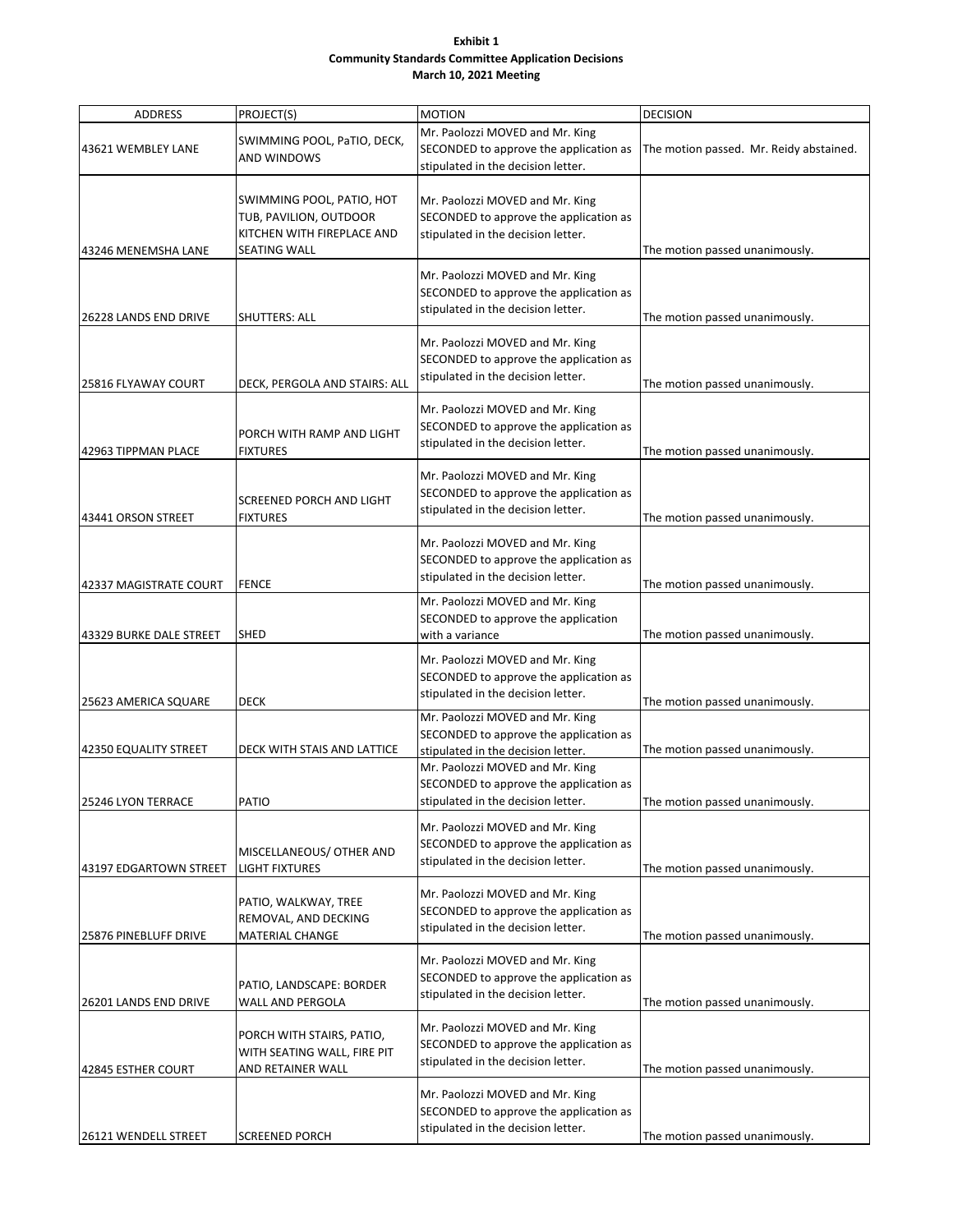**Exhibit 1**
**Community Standards Committee Application Decisions**
**March 10, 2021 Meeting**

| ADDRESS | PROJECT(S) | MOTION | DECISION |
|---|---|---|---|
| 43621 WEMBLEY LANE | SWIMMING POOL, PaTIO, DECK, AND WINDOWS | Mr. Paolozzi MOVED and Mr. King SECONDED to approve the application as stipulated in the decision letter. | The motion passed. Mr. Reidy abstained. |
| 43246 MENEMSHA LANE | SWIMMING POOL, PATIO, HOT TUB, PAVILION, OUTDOOR KITCHEN WITH FIREPLACE AND SEATING WALL | Mr. Paolozzi MOVED and Mr. King SECONDED to approve the application as stipulated in the decision letter. | The motion passed unanimously. |
| 26228 LANDS END DRIVE | SHUTTERS: ALL | Mr. Paolozzi MOVED and Mr. King SECONDED to approve the application as stipulated in the decision letter. | The motion passed unanimously. |
| 25816 FLYAWAY COURT | DECK, PERGOLA AND STAIRS: ALL | Mr. Paolozzi MOVED and Mr. King SECONDED to approve the application as stipulated in the decision letter. | The motion passed unanimously. |
| 42963 TIPPMAN PLACE | PORCH WITH RAMP AND LIGHT FIXTURES | Mr. Paolozzi MOVED and Mr. King SECONDED to approve the application as stipulated in the decision letter. | The motion passed unanimously. |
| 43441 ORSON STREET | SCREENED PORCH AND LIGHT FIXTURES | Mr. Paolozzi MOVED and Mr. King SECONDED to approve the application as stipulated in the decision letter. | The motion passed unanimously. |
| 42337 MAGISTRATE COURT | FENCE | Mr. Paolozzi MOVED and Mr. King SECONDED to approve the application as stipulated in the decision letter. | The motion passed unanimously. |
| 43329 BURKE DALE STREET | SHED | Mr. Paolozzi MOVED and Mr. King SECONDED to approve the application with a variance | The motion passed unanimously. |
| 25623 AMERICA SQUARE | DECK | Mr. Paolozzi MOVED and Mr. King SECONDED to approve the application as stipulated in the decision letter. | The motion passed unanimously. |
| 42350 EQUALITY STREET | DECK WITH STAIS AND LATTICE | Mr. Paolozzi MOVED and Mr. King SECONDED to approve the application as stipulated in the decision letter. | The motion passed unanimously. |
| 25246 LYON TERRACE | PATIO | Mr. Paolozzi MOVED and Mr. King SECONDED to approve the application as stipulated in the decision letter. | The motion passed unanimously. |
| 43197 EDGARTOWN STREET | MISCELLANEOUS/ OTHER AND LIGHT FIXTURES | Mr. Paolozzi MOVED and Mr. King SECONDED to approve the application as stipulated in the decision letter. | The motion passed unanimously. |
| 25876 PINEBLUFF DRIVE | PATIO, WALKWAY, TREE REMOVAL, AND DECKING MATERIAL CHANGE | Mr. Paolozzi MOVED and Mr. King SECONDED to approve the application as stipulated in the decision letter. | The motion passed unanimously. |
| 26201 LANDS END DRIVE | PATIO, LANDSCAPE: BORDER WALL AND PERGOLA | Mr. Paolozzi MOVED and Mr. King SECONDED to approve the application as stipulated in the decision letter. | The motion passed unanimously. |
| 42845 ESTHER COURT | PORCH WITH STAIRS, PATIO, WITH SEATING WALL, FIRE PIT AND RETAINER WALL | Mr. Paolozzi MOVED and Mr. King SECONDED to approve the application as stipulated in the decision letter. | The motion passed unanimously. |
| 26121 WENDELL STREET | SCREENED PORCH | Mr. Paolozzi MOVED and Mr. King SECONDED to approve the application as stipulated in the decision letter. | The motion passed unanimously. |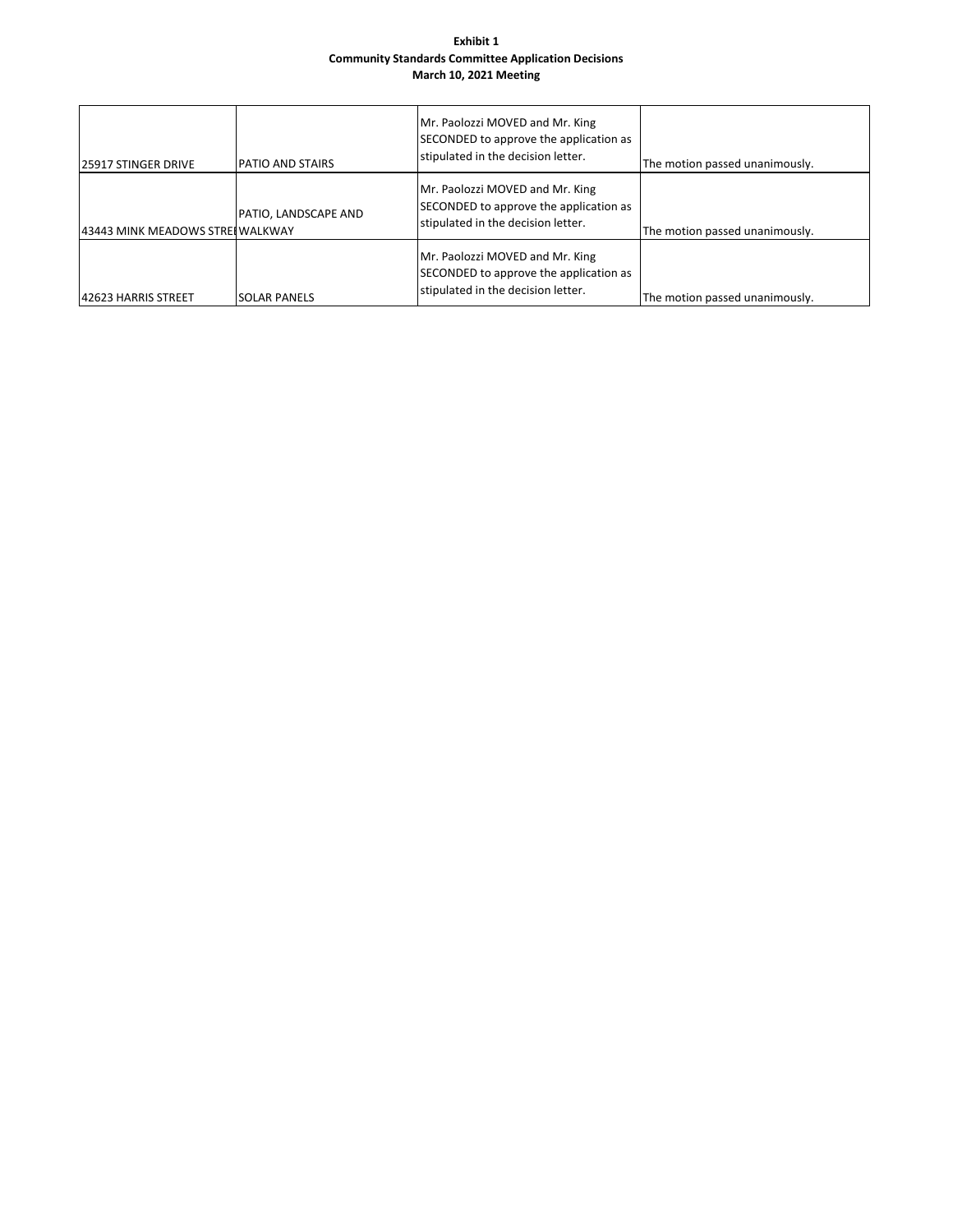**Exhibit 1**
**Community Standards Committee Application Decisions**
**March 10, 2021 Meeting**

| | | | |
|---|---|---|---|
| 25917 STINGER DRIVE | PATIO AND STAIRS | Mr. Paolozzi MOVED and Mr. King SECONDED to approve the application as stipulated in the decision letter. | The motion passed unanimously. |
| 43443 MINK MEADOWS STREI | PATIO, LANDSCAPE AND WALKWAY | Mr. Paolozzi MOVED and Mr. King SECONDED to approve the application as stipulated in the decision letter. | The motion passed unanimously. |
| 42623 HARRIS STREET | SOLAR PANELS | Mr. Paolozzi MOVED and Mr. King SECONDED to approve the application as stipulated in the decision letter. | The motion passed unanimously. |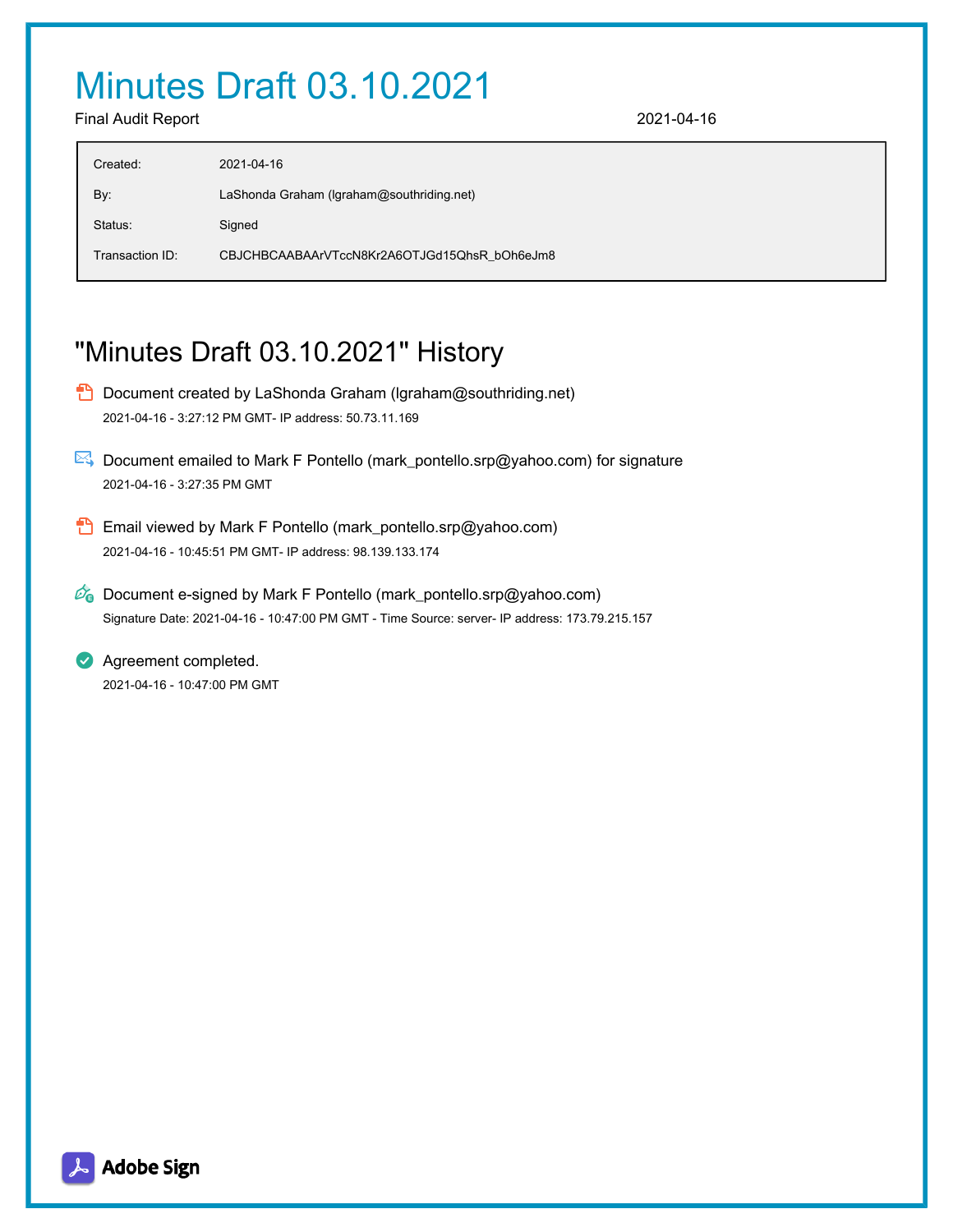# Minutes Draft 03.10.2021

Final Audit Report 2021-04-16

| | |
|---|---|
| Created: | 2021-04-16 |
| By: | LaShonda Graham (lgraham@southriding.net) |
| Status: | Signed |
| Transaction ID: | CBJCHBCAABAArVTccN8Kr2A6OTJGd15QhsR_bOh6eJm8 |

## "Minutes Draft 03.10.2021" History

- Document created by LaShonda Graham (lgraham@southriding.net)
  2021-04-16 - 3:27:12 PM GMT- IP address: 50.73.11.169

- Document emailed to Mark F Pontello (mark_pontello.srp@yahoo.com) for signature
  2021-04-16 - 3:27:35 PM GMT

- Email viewed by Mark F Pontello (mark_pontello.srp@yahoo.com)
  2021-04-16 - 10:45:51 PM GMT- IP address: 98.139.133.174

- Document e-signed by Mark F Pontello (mark_pontello.srp@yahoo.com)
  Signature Date: 2021-04-16 - 10:47:00 PM GMT - Time Source: server- IP address: 173.79.215.157

- Agreement completed.
  2021-04-16 - 10:47:00 PM GMT

Adobe Sign